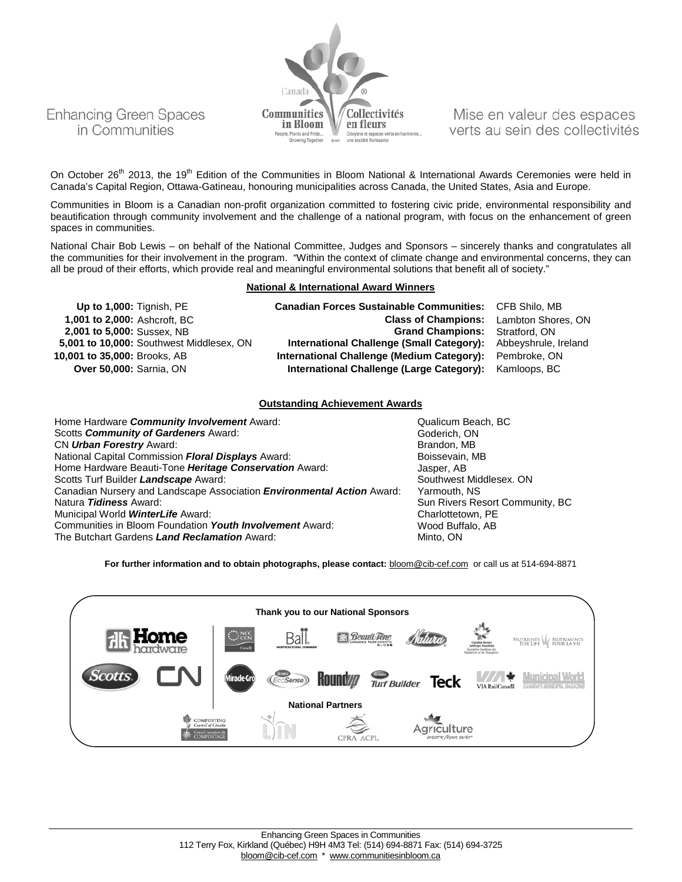Enhancing Green Spaces in Communities

Canada Communities in Bloom — People, Plants and Pride... Growing Together / Collectivités en fleurs — Citoyens et espaces verts en harmonie... une société florissante

Mise en valeur des espaces verts au sein des collectivités

On October 26th 2013, the 19th Edition of the Communities in Bloom National & International Awards Ceremonies were held in Canada's Capital Region, Ottawa-Gatineau, honouring municipalities across Canada, the United States, Asia and Europe.

Communities in Bloom is a Canadian non-profit organization committed to fostering civic pride, environmental responsibility and beautification through community involvement and the challenge of a national program, with focus on the enhancement of green spaces in communities.

National Chair Bob Lewis – on behalf of the National Committee, Judges and Sponsors – sincerely thanks and congratulates all the communities for their involvement in the program. "Within the context of climate change and environmental concerns, they can all be proud of their efforts, which provide real and meaningful environmental solutions that benefit all of society."

## National & International Award Winners

| Category | Winner | Category | Winner |
|---|---|---|---|
| **Up to 1,000:** | Tignish, PE | **Canadian Forces Sustainable Communities:** | CFB Shilo, MB |
| **1,001 to 2,000:** | Ashcroft, BC | **Class of Champions:** | Lambton Shores, ON |
| **2,001 to 5,000:** | Sussex, NB | **Grand Champions:** | Stratford, ON |
| **5,001 to 10,000:** | Southwest Middlesex, ON | **International Challenge (Small Category):** | Abbeyshrule, Ireland |
| **10,001 to 35,000:** | Brooks, AB | **International Challenge (Medium Category):** | Pembroke, ON |
| **Over 50,000:** | Sarnia, ON | **International Challenge (Large Category):** | Kamloops, BC |

## Outstanding Achievement Awards

| Award | Winner |
|---|---|
| Home Hardware ***Community Involvement*** Award: | Qualicum Beach, BC |
| Scotts ***Community of Gardeners*** Award: | Goderich, ON |
| CN ***Urban Forestry*** Award: | Brandon, MB |
| National Capital Commission ***Floral Displays*** Award: | Boissevain, MB |
| Home Hardware Beauti-Tone ***Heritage Conservation*** Award: | Jasper, AB |
| Scotts Turf Builder ***Landscape*** Award: | Southwest Middlesex. ON |
| Canadian Nursery and Landscape Association ***Environmental Action*** Award: | Yarmouth, NS |
| Natura ***Tidiness*** Award: | Sun Rivers Resort Community, BC |
| Municipal World ***WinterLife*** Award: | Charlottetown, PE |
| Communities in Bloom Foundation ***Youth Involvement*** Award: | Wood Buffalo, AB |
| The Butchart Gardens ***Land Reclamation*** Award: | Minto, ON |

**For further information and to obtain photographs, please contact:** bloom@cib-cef.com or call us at 514-694-8871

**Thank you to our National Sponsors**

Home Hardware, NCC CCN, Ball Horticultural Company, Beauti-Tone, Natura, Canadian Nursery Landscape Association, Nutrients for Life / Nutriments pour la vie, Scotts, CN, Miracle-Gro, Scotts EcoSense, Roundup, Scotts Turf Builder, Teck, VIA Rail Canada, Municipal World

**National Partners**

Composting Council of Canada / Conseil canadien du compostage, LIN, CPRA ACPL, Agriculture more than ever

Enhancing Green Spaces in Communities
112 Terry Fox, Kirkland (Québec) H9H 4M3 Tel: (514) 694-8871 Fax: (514) 694-3725
bloom@cib-cef.com * www.communitiesinbloom.ca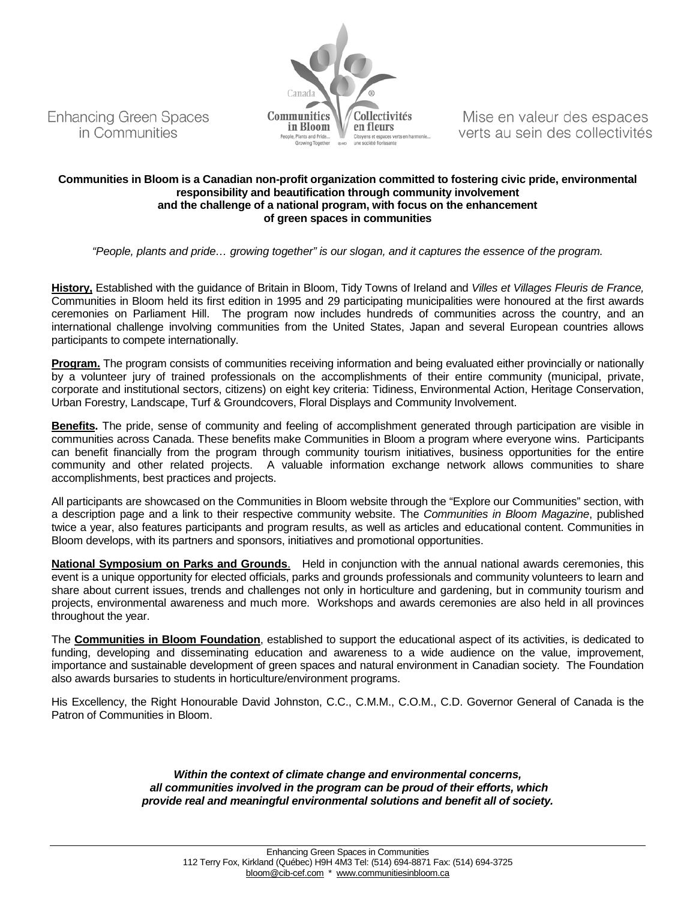Enhancing Green Spaces in Communities

Canada Communities in Bloom® — Collectivités en fleurs
People, Plants and Pride... Growing Together — Citoyens et espaces verts en harmonie... une société florissante

Mise en valeur des espaces verts au sein des collectivités

**Communities in Bloom is a Canadian non-profit organization committed to fostering civic pride, environmental responsibility and beautification through community involvement and the challenge of a national program, with focus on the enhancement of green spaces in communities**

*"People, plants and pride… growing together" is our slogan, and it captures the essence of the program.*

**History,** Established with the guidance of Britain in Bloom, Tidy Towns of Ireland and *Villes et Villages Fleuris de France,* Communities in Bloom held its first edition in 1995 and 29 participating municipalities were honoured at the first awards ceremonies on Parliament Hill. The program now includes hundreds of communities across the country, and an international challenge involving communities from the United States, Japan and several European countries allows participants to compete internationally.

**Program.** The program consists of communities receiving information and being evaluated either provincially or nationally by a volunteer jury of trained professionals on the accomplishments of their entire community (municipal, private, corporate and institutional sectors, citizens) on eight key criteria: Tidiness, Environmental Action, Heritage Conservation, Urban Forestry, Landscape, Turf & Groundcovers, Floral Displays and Community Involvement.

**Benefits.** The pride, sense of community and feeling of accomplishment generated through participation are visible in communities across Canada. These benefits make Communities in Bloom a program where everyone wins. Participants can benefit financially from the program through community tourism initiatives, business opportunities for the entire community and other related projects. A valuable information exchange network allows communities to share accomplishments, best practices and projects.

All participants are showcased on the Communities in Bloom website through the "Explore our Communities" section, with a description page and a link to their respective community website. The *Communities in Bloom Magazine*, published twice a year, also features participants and program results, as well as articles and educational content. Communities in Bloom develops, with its partners and sponsors, initiatives and promotional opportunities.

**National Symposium on Parks and Grounds**. Held in conjunction with the annual national awards ceremonies, this event is a unique opportunity for elected officials, parks and grounds professionals and community volunteers to learn and share about current issues, trends and challenges not only in horticulture and gardening, but in community tourism and projects, environmental awareness and much more. Workshops and awards ceremonies are also held in all provinces throughout the year.

The **Communities in Bloom Foundation**, established to support the educational aspect of its activities, is dedicated to funding, developing and disseminating education and awareness to a wide audience on the value, improvement, importance and sustainable development of green spaces and natural environment in Canadian society. The Foundation also awards bursaries to students in horticulture/environment programs.

His Excellency, the Right Honourable David Johnston, C.C., C.M.M., C.O.M., C.D. Governor General of Canada is the Patron of Communities in Bloom.

***Within the context of climate change and environmental concerns, all communities involved in the program can be proud of their efforts, which provide real and meaningful environmental solutions and benefit all of society.***

Enhancing Green Spaces in Communities
112 Terry Fox, Kirkland (Québec) H9H 4M3 Tel: (514) 694-8871 Fax: (514) 694-3725
bloom@cib-cef.com * www.communitiesinbloom.ca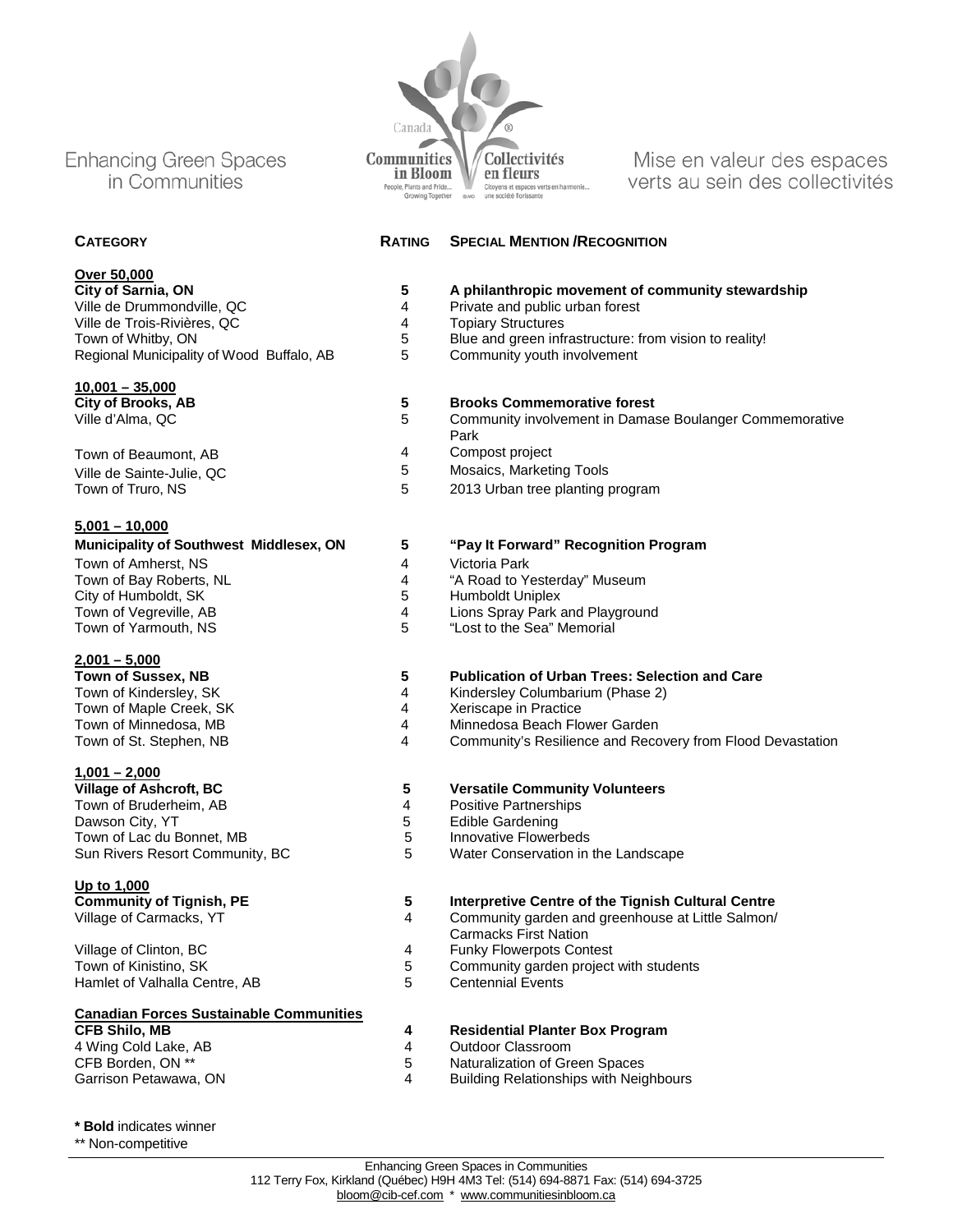Enhancing Green Spaces in Communities

Mise en valeur des espaces verts au sein des collectivités

| **Category** | **Rating** | **Special Mention /Recognition** |
|---|---|---|
| **Over 50,000** | | |
| **City of Sarnia, ON** | **5** | **A philanthropic movement of community stewardship** |
| Ville de Drummondville, QC | 4 | Private and public urban forest |
| Ville de Trois-Rivières, QC | 4 | Topiary Structures |
| Town of Whitby, ON | 5 | Blue and green infrastructure: from vision to reality! |
| Regional Municipality of Wood Buffalo, AB | 5 | Community youth involvement |
| **10,001 – 35,000** | | |
| **City of Brooks, AB** | **5** | **Brooks Commemorative forest** |
| Ville d'Alma, QC | 5 | Community involvement in Damase Boulanger Commemorative Park |
| Town of Beaumont, AB | 4 | Compost project |
| Ville de Sainte-Julie, QC | 5 | Mosaics, Marketing Tools |
| Town of Truro, NS | 5 | 2013 Urban tree planting program |
| **5,001 – 10,000** | | |
| **Municipality of Southwest Middlesex, ON** | **5** | **"Pay It Forward" Recognition Program** |
| Town of Amherst, NS | 4 | Victoria Park |
| Town of Bay Roberts, NL | 4 | "A Road to Yesterday" Museum |
| City of Humboldt, SK | 5 | Humboldt Uniplex |
| Town of Vegreville, AB | 4 | Lions Spray Park and Playground |
| Town of Yarmouth, NS | 5 | "Lost to the Sea" Memorial |
| **2,001 – 5,000** | | |
| **Town of Sussex, NB** | **5** | **Publication of Urban Trees: Selection and Care** |
| Town of Kindersley, SK | 4 | Kindersley Columbarium (Phase 2) |
| Town of Maple Creek, SK | 4 | Xeriscape in Practice |
| Town of Minnedosa, MB | 4 | Minnedosa Beach Flower Garden |
| Town of St. Stephen, NB | 4 | Community's Resilience and Recovery from Flood Devastation |
| **1,001 – 2,000** | | |
| **Village of Ashcroft, BC** | **5** | **Versatile Community Volunteers** |
| Town of Bruderheim, AB | 4 | Positive Partnerships |
| Dawson City, YT | 5 | Edible Gardening |
| Town of Lac du Bonnet, MB | 5 | Innovative Flowerbeds |
| Sun Rivers Resort Community, BC | 5 | Water Conservation in the Landscape |
| **Up to 1,000** | | |
| **Community of Tignish, PE** | **5** | **Interpretive Centre of the Tignish Cultural Centre** |
| Village of Carmacks, YT | 4 | Community garden and greenhouse at Little Salmon/ Carmacks First Nation |
| Village of Clinton, BC | 4 | Funky Flowerpots Contest |
| Town of Kinistino, SK | 5 | Community garden project with students |
| Hamlet of Valhalla Centre, AB | 5 | Centennial Events |
| **Canadian Forces Sustainable Communities** | | |
| **CFB Shilo, MB** | **4** | **Residential Planter Box Program** |
| 4 Wing Cold Lake, AB | 4 | Outdoor Classroom |
| CFB Borden, ON ** | 5 | Naturalization of Green Spaces |
| Garrison Petawawa, ON | 4 | Building Relationships with Neighbours |

**\* Bold** indicates winner

** Non-competitive

Enhancing Green Spaces in Communities
112 Terry Fox, Kirkland (Québec) H9H 4M3 Tel: (514) 694-8871 Fax: (514) 694-3725
bloom@cib-cef.com * www.communitiesinbloom.ca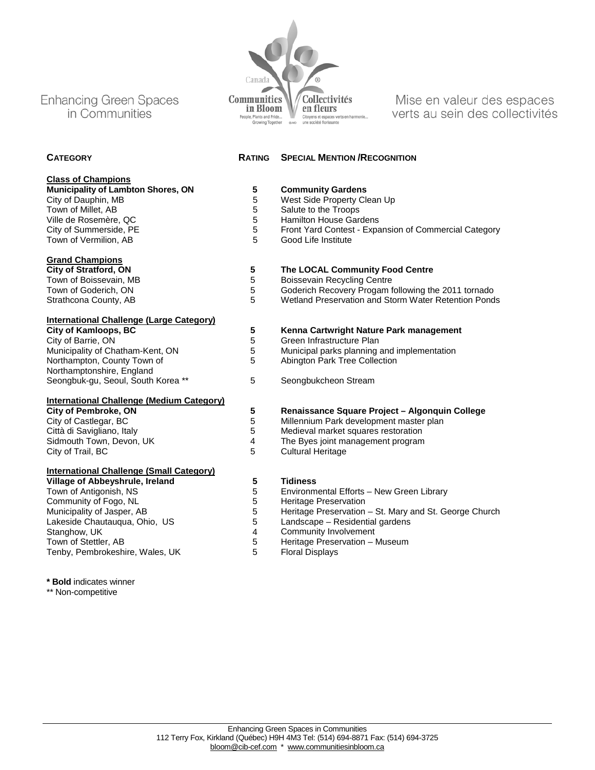Enhancing Green Spaces in Communities

Mise en valeur des espaces verts au sein des collectivités

| CATEGORY | RATING | SPECIAL MENTION /RECOGNITION |
|---|---|---|
| **Class of Champions** | | |
| **Municipality of Lambton Shores, ON** | **5** | **Community Gardens** |
| City of Dauphin, MB | 5 | West Side Property Clean Up |
| Town of Millet, AB | 5 | Salute to the Troops |
| Ville de Rosemère, QC | 5 | Hamilton House Gardens |
| City of Summerside, PE | 5 | Front Yard Contest - Expansion of Commercial Category |
| Town of Vermilion, AB | 5 | Good Life Institute |
| **Grand Champions** | | |
| **City of Stratford, ON** | **5** | **The LOCAL Community Food Centre** |
| Town of Boissevain, MB | 5 | Boissevain Recycling Centre |
| Town of Goderich, ON | 5 | Goderich Recovery Progam following the 2011 tornado |
| Strathcona County, AB | 5 | Wetland Preservation and Storm Water Retention Ponds |
| **International Challenge (Large Category)** | | |
| **City of Kamloops, BC** | **5** | **Kenna Cartwright Nature Park management** |
| City of Barrie, ON | 5 | Green Infrastructure Plan |
| Municipality of Chatham-Kent, ON | 5 | Municipal parks planning and implementation |
| Northampton, County Town of Northamptonshire, England | 5 | Abington Park Tree Collection |
| Seongbuk-gu, Seoul, South Korea ** | 5 | Seongbukcheon Stream |
| **International Challenge (Medium Category)** | | |
| **City of Pembroke, ON** | **5** | **Renaissance Square Project – Algonquin College** |
| City of Castlegar, BC | 5 | Millennium Park development master plan |
| Città di Savigliano, Italy | 5 | Medieval market squares restoration |
| Sidmouth Town, Devon, UK | 4 | The Byes joint management program |
| City of Trail, BC | 5 | Cultural Heritage |
| **International Challenge (Small Category)** | | |
| **Village of Abbeyshrule, Ireland** | **5** | **Tidiness** |
| Town of Antigonish, NS | 5 | Environmental Efforts – New Green Library |
| Community of Fogo, NL | 5 | Heritage Preservation |
| Municipality of Jasper, AB | 5 | Heritage Preservation – St. Mary and St. George Church |
| Lakeside Chautauqua, Ohio, US | 5 | Landscape – Residential gardens |
| Stanghow, UK | 4 | Community Involvement |
| Town of Stettler, AB | 5 | Heritage Preservation – Museum |
| Tenby, Pembrokeshire, Wales, UK | 5 | Floral Displays |

\* **Bold** indicates winner

** Non-competitive

Enhancing Green Spaces in Communities
112 Terry Fox, Kirkland (Québec) H9H 4M3 Tel: (514) 694-8871 Fax: (514) 694-3725
bloom@cib-cef.com * www.communitiesinbloom.ca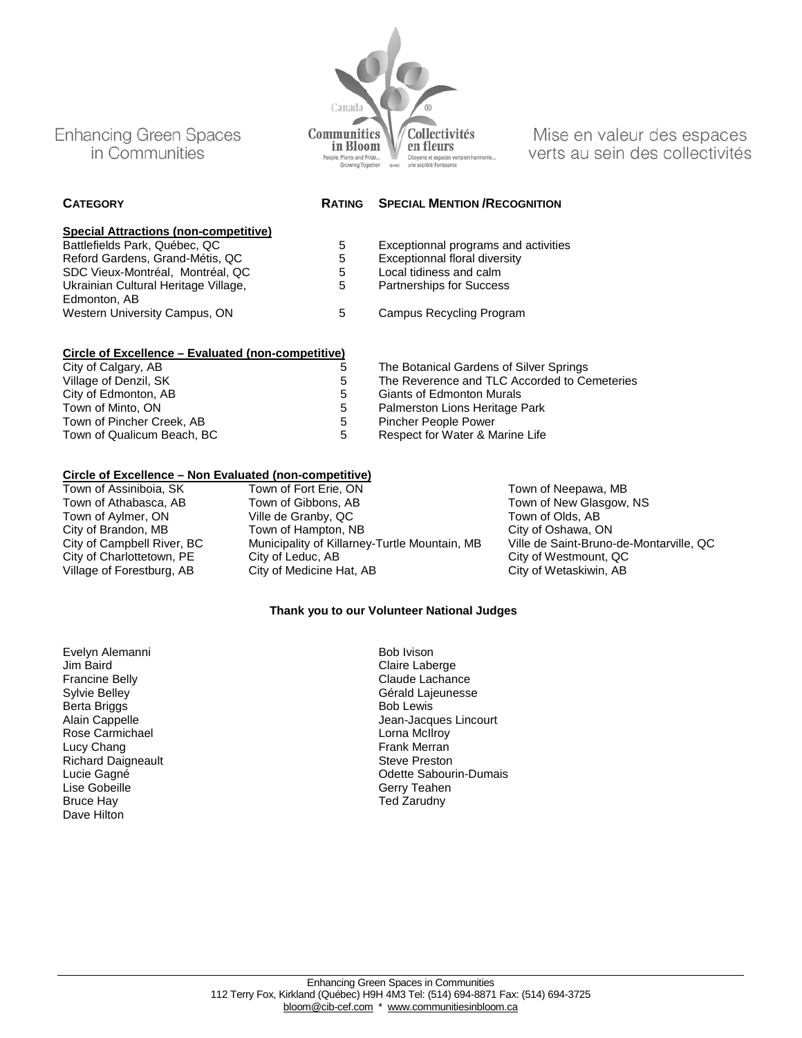Enhancing Green Spaces in Communities

Mise en valeur des espaces verts au sein des collectivités

| CATEGORY | RATING | SPECIAL MENTION /RECOGNITION |
|---|---|---|
| **Special Attractions (non-competitive)** | | |
| Battlefields Park, Québec, QC | 5 | Exceptionnal programs and activities |
| Reford Gardens, Grand-Métis, QC | 5 | Exceptionnal floral diversity |
| SDC Vieux-Montréal, Montréal, QC | 5 | Local tidiness and calm |
| Ukrainian Cultural Heritage Village, Edmonton, AB | 5 | Partnerships for Success |
| Western University Campus, ON | 5 | Campus Recycling Program |
| **Circle of Excellence – Evaluated (non-competitive)** | | |
| City of Calgary, AB | 5 | The Botanical Gardens of Silver Springs |
| Village of Denzil, SK | 5 | The Reverence and TLC Accorded to Cemeteries |
| City of Edmonton, AB | 5 | Giants of Edmonton Murals |
| Town of Minto, ON | 5 | Palmerston Lions Heritage Park |
| Town of Pincher Creek, AB | 5 | Pincher People Power |
| Town of Qualicum Beach, BC | 5 | Respect for Water & Marine Life |

**Circle of Excellence – Non Evaluated (non-competitive)**

- Town of Assiniboia, SK
- Town of Athabasca, AB
- Town of Aylmer, ON
- City of Brandon, MB
- City of Campbell River, BC
- City of Charlottetown, PE
- Village of Forestburg, AB
- Town of Fort Erie, ON
- Town of Gibbons, AB
- Ville de Granby, QC
- Town of Hampton, NB
- Municipality of Killarney-Turtle Mountain, MB
- City of Leduc, AB
- City of Medicine Hat, AB
- Town of Neepawa, MB
- Town of New Glasgow, NS
- Town of Olds, AB
- City of Oshawa, ON
- Ville de Saint-Bruno-de-Montarville, QC
- City of Westmount, QC
- City of Wetaskiwin, AB

**Thank you to our Volunteer National Judges**

Evelyn Alemanni
Jim Baird
Francine Belly
Sylvie Belley
Berta Briggs
Alain Cappelle
Rose Carmichael
Lucy Chang
Richard Daigneault
Lucie Gagné
Lise Gobeille
Bruce Hay
Dave Hilton
Bob Ivison
Claire Laberge
Claude Lachance
Gérald Lajeunesse
Bob Lewis
Jean-Jacques Lincourt
Lorna McIlroy
Frank Merran
Steve Preston
Odette Sabourin-Dumais
Gerry Teahen
Ted Zarudny

Enhancing Green Spaces in Communities
112 Terry Fox, Kirkland (Québec) H9H 4M3 Tel: (514) 694-8871 Fax: (514) 694-3725
bloom@cib-cef.com * www.communitiesinbloom.ca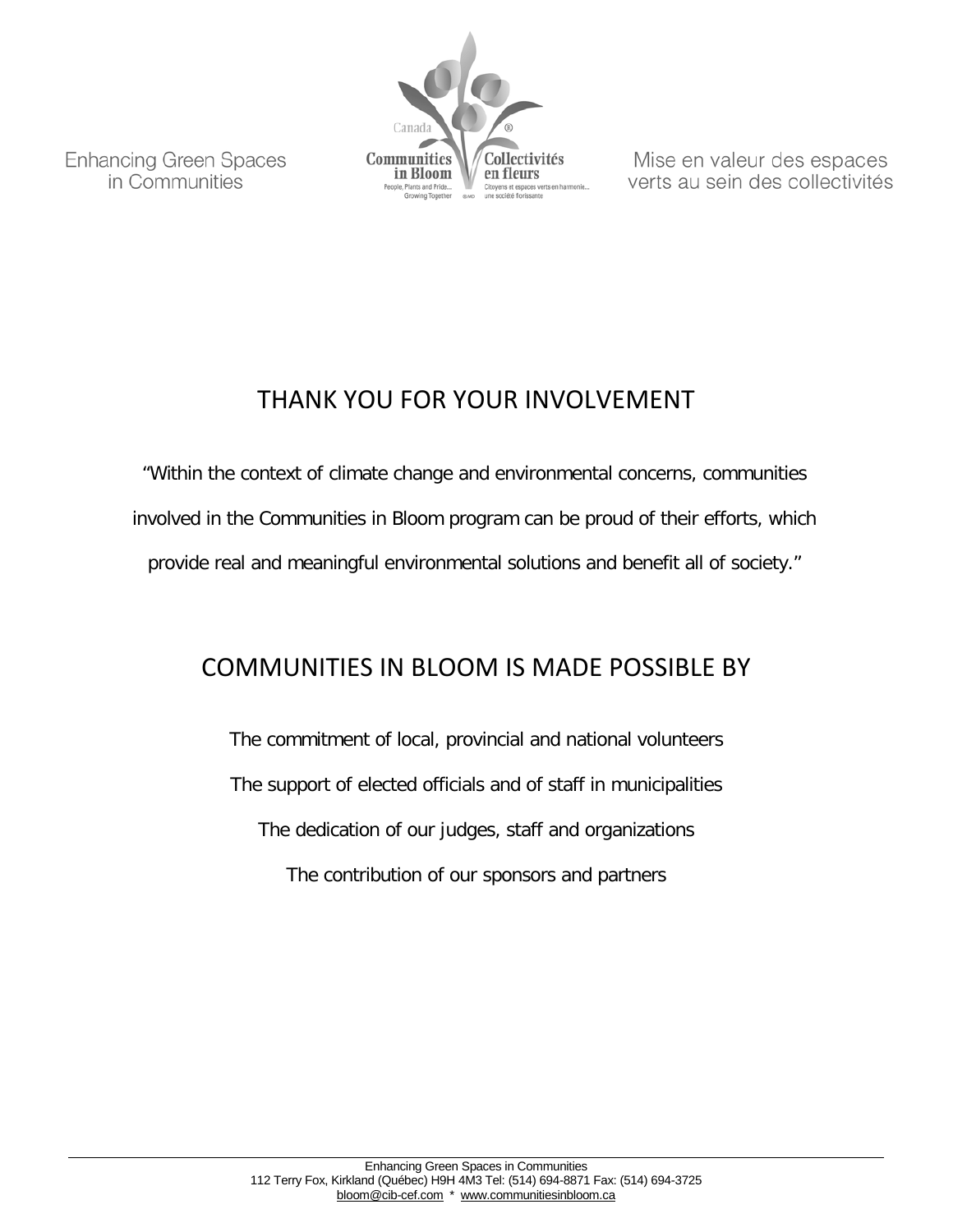Enhancing Green Spaces in Communities

Mise en valeur des espaces verts au sein des collectivités

# THANK YOU FOR YOUR INVOLVEMENT

"Within the context of climate change and environmental concerns, communities involved in the Communities in Bloom program can be proud of their efforts, which provide real and meaningful environmental solutions and benefit all of society."

# COMMUNITIES IN BLOOM IS MADE POSSIBLE BY

The commitment of local, provincial and national volunteers

The support of elected officials and of staff in municipalities

The dedication of our judges, staff and organizations

The contribution of our sponsors and partners

Enhancing Green Spaces in Communities
112 Terry Fox, Kirkland (Québec) H9H 4M3 Tel: (514) 694-8871 Fax: (514) 694-3725
bloom@cib-cef.com * www.communitiesinbloom.ca